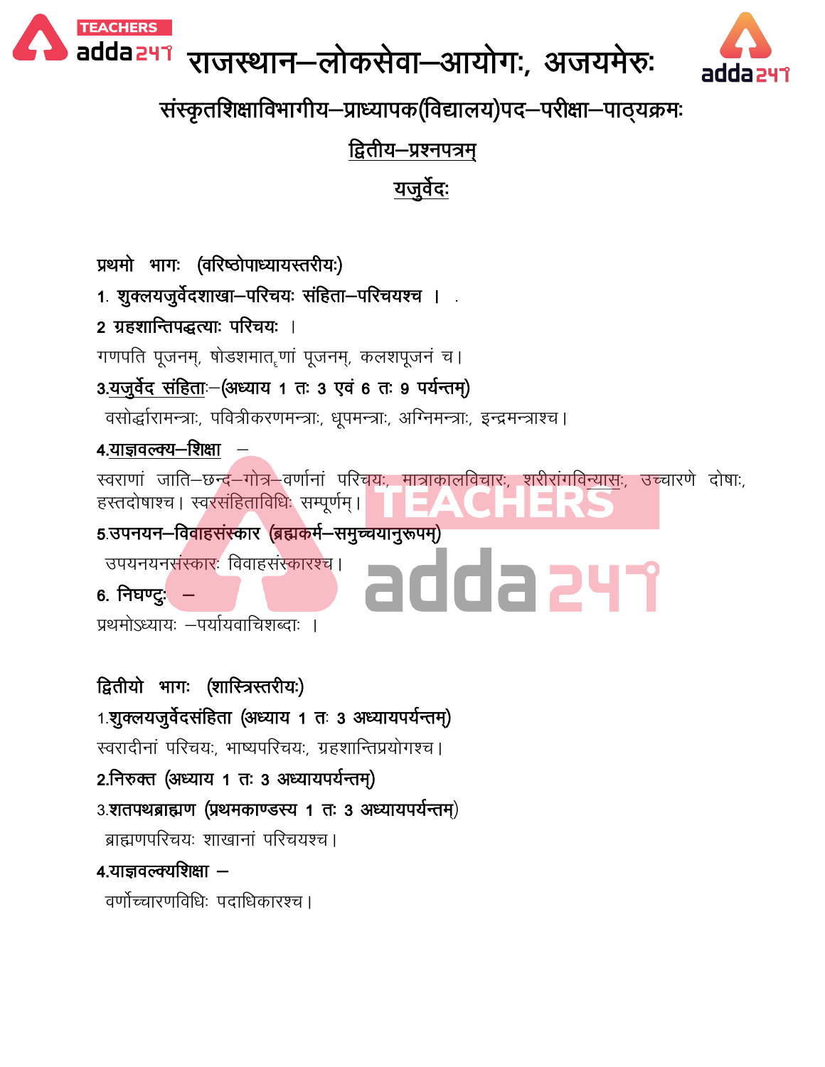# राजस्थान–लोकसेवा–आयोगः, अजयमेरुः

## संस्कृतशिक्षाविभागीय–प्राध्यापक(विद्यालय)पद–परीक्षा–पाठ्यक्रमः

### द्वितीय–प्रश्नपत्रम्

### यजुर्वेदः

**प्रथमो भागः (वरिष्ठोपाध्यायस्तरीयः)**

1. **शुक्लयजुर्वेदशाखा–परिचयः संहिता–परिचयश्च ।**

2 **ग्रहशान्तिपद्धत्याः परिचयः ।**

गणपति पूजनम्, षोडशमातृणां पूजनम्, कलशपूजनं च।

3.**यजुर्वेद संहिताः–(अध्याय 1 तः 3 एवं 6 तः 9 पर्यन्तम्)**

वसोर्द्धारामन्त्राः, पवित्रीकरणमन्त्राः, धूपमन्त्राः, अग्निमन्त्राः, इन्द्रमन्त्राश्च।

4.**याज्ञवल्क्य–शिक्षा –**

स्वराणां जाति–छन्द–गोत्र–वर्णानां परिचयः, मात्राकालविचारः, शरीरांगविन्यासः, उच्चारणे दोषाः, हस्तदोषाश्च। स्वरसंहिताविधिः सम्पूर्णम्।

5.**उपनयन–विवाहसंस्कार (ब्रह्मकर्म–समुच्चयानुरूपम्)**

उपयनयनसंस्कारः विवाहसंस्कारश्च।

6. **निघण्टुः –**

प्रथमोऽध्यायः –पर्यायवाचिशब्दाः ।

**द्वितीयो भागः (शास्त्रिस्तरीयः)**

1.**शुक्लयजुर्वेदसंहिता (अध्याय 1 तः 3 अध्यायपर्यन्तम्)**

स्वरादीनां परिचयः, भाष्यपरिचयः, ग्रहशान्तिप्रयोगश्च।

2.**निरुक्त (अध्याय 1 तः 3 अध्यायपर्यन्तम्)**

3.**शतपथब्राह्मण (प्रथमकाण्डस्य 1 तः 3 अध्यायपर्यन्तम्)**

ब्राह्मणपरिचयः शाखानां परिचयश्च।

4.**याज्ञवल्क्यशिक्षा –**

वर्णोच्चारणविधिः पदाधिकारश्च।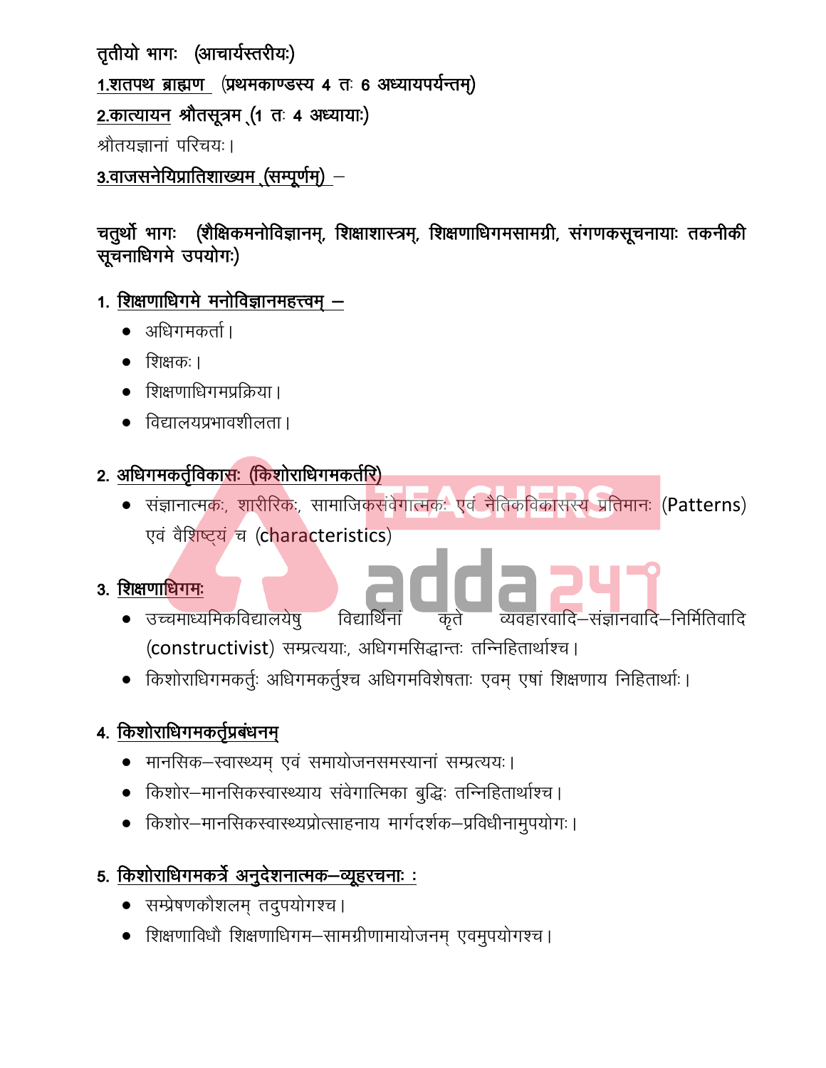**तृतीयो भागः (आचार्यस्तरीयः)**

**1.शतपथ ब्राह्मण (प्रथमकाण्डस्य 4 तः 6 अध्यायपर्यन्तम्)**

**2.कात्यायन श्रौतसूत्रम् (1 तः 4 अध्यायाः)**

श्रौतयज्ञानां परिचयः।

**3.वाजसनेयिप्रातिशाख्यम् (सम्पूर्णम्) –**

**चतुर्थो भागः (शैक्षिकमनोविज्ञानम्, शिक्षाशास्त्रम्, शिक्षणाधिगमसामग्री, संगणकसूचनायाः तकनीकी सूचनाधिगमे उपयोगः)**

1. **शिक्षणाधिगमे मनोविज्ञानमहत्त्वम् –**
   - अधिगमकर्ता।
   - शिक्षकः।
   - शिक्षणाधिगमप्रक्रिया।
   - विद्यालयप्रभावशीलता।

2. **अधिगमकर्तृविकासः (किशोराधिगमकर्तरि)**
   - संज्ञानात्मकः, शारीरिकः, सामाजिकसंवेगात्मकः एवं नैतिकविकासस्य प्रतिमानः (Patterns) एवं वैशिष्ट्यं च (characteristics)

3. **शिक्षणाधिगमः**
   - उच्चमाध्यमिकविद्यालयेषु विद्यार्थिनां कृते व्यवहारवादि–संज्ञानवादि–निर्मितिवादि (constructivist) सम्प्रत्ययाः, अधिगमसिद्धान्तः तन्निहितार्थाश्च।
   - किशोराधिगमकर्तुः अधिगमकर्तुश्च अधिगमविशेषताः एवम् एषां शिक्षणाय निहितार्थाः।

4. **किशोराधिगमकर्तृप्रबंधनम्**
   - मानसिक–स्वास्थ्यम् एवं समायोजनसमस्यानां सम्प्रत्ययः।
   - किशोर–मानसिकस्वास्थ्याय संवेगात्मिका बुद्धिः तन्निहितार्थाश्च।
   - किशोर–मानसिकस्वास्थ्यप्रोत्साहनाय मार्गदर्शक–प्रविधीनामुपयोगः।

5. **किशोराधिगमकर्त्रे अनुदेशनात्मक–व्यूहरचनाः :**
   - सम्प्रेषणकौशलम् तदुपयोगश्च।
   - शिक्षणाविधौ शिक्षणाधिगम–सामग्रीणामायोजनम् एवमुपयोगश्च।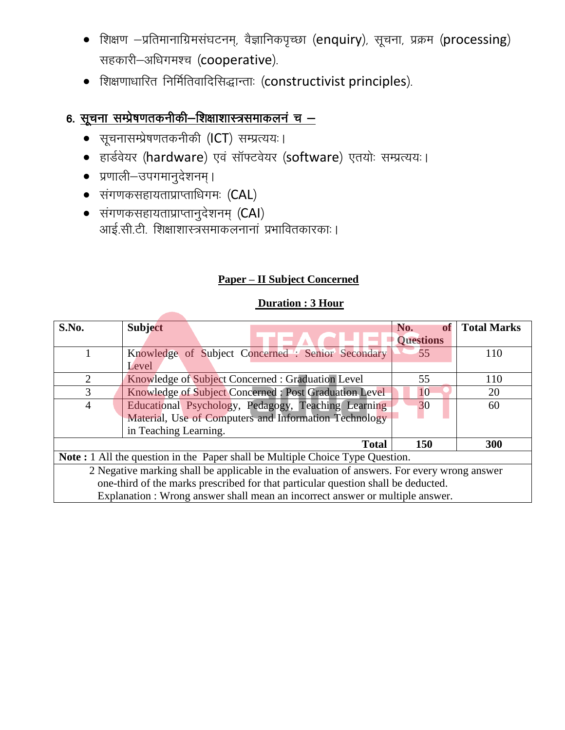- शिक्षण –प्रतिमानाग्रिमसंघटनम्, वैज्ञानिकपृच्छा (enquiry), सूचना, प्रक्रम (processing) सहकारी–अधिगमश्च (cooperative).
- शिक्षणाधारित निर्मितिवादिसिद्धान्ताः (constructivist principles).

## 6. सूचना सम्प्रेषणतकनीकी–शिक्षाशास्त्रसमाकलनं च –

- सूचनासम्प्रेषणतकनीकी (ICT) सम्प्रत्ययः।
- हार्डवेयर (hardware) एवं सॉफ्टवेयर (software) एतयोः सम्प्रत्ययः।
- प्रणाली–उपगमानुदेशनम्।
- संगणकसहायताप्राप्ताधिगमः (CAL)
- संगणकसहायताप्राप्तानुदेशनम् (CAI)
  आई.सी.टी. शिक्षाशास्त्रसमाकलनानां प्रभावितकारकाः।

**Paper – II Subject Concerned**

**Duration : 3 Hour**

| S.No. | Subject | No. of Questions | Total Marks |
|---|---|---|---|
| 1 | Knowledge of Subject Concerned : Senior Secondary Level | 55 | 110 |
| 2 | Knowledge of Subject Concerned : Graduation Level | 55 | 110 |
| 3 | Knowledge of Subject Concerned : Post Graduation Level | 10 | 20 |
| 4 | Educational Psychology, Pedagogy, Teaching Learning Material, Use of Computers and Information Technology in Teaching Learning. | 30 | 60 |
| | **Total** | **150** | **300** |

**Note :** 1 All the question in the Paper shall be Multiple Choice Type Question.

2 Negative marking shall be applicable in the evaluation of answers. For every wrong answer one-third of the marks prescribed for that particular question shall be deducted.
Explanation : Wrong answer shall mean an incorrect answer or multiple answer.